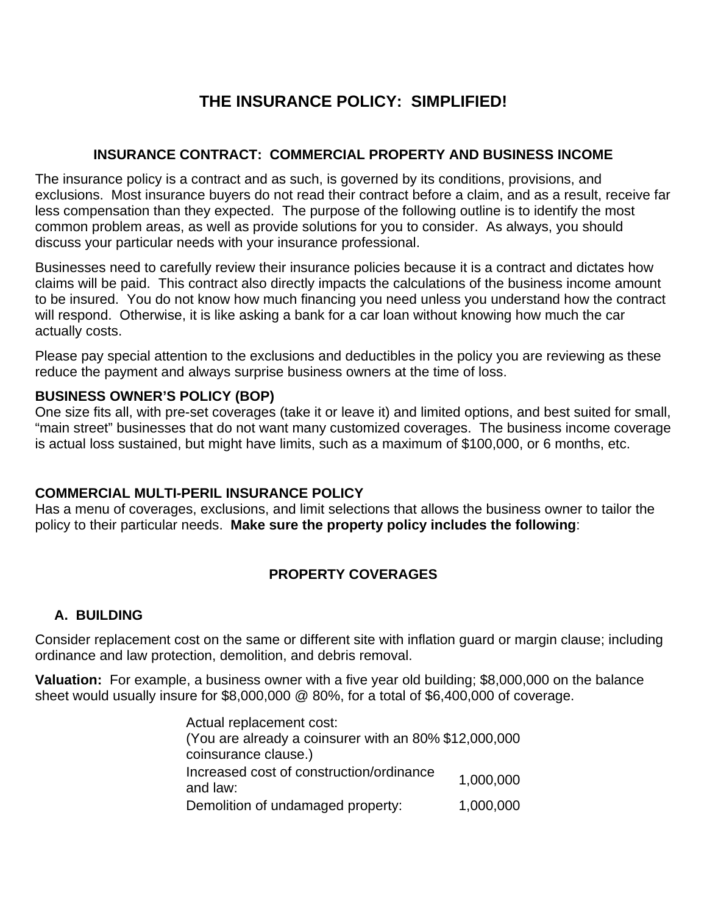# THE INSURANCE POLICY: SIMPLIFIED!

## INSURANCE CONTRACT: COMMERCIAL PROPERTY AND BUSINESS INCOME

The insurance policy is a contract and as such, is governed by its conditions, provisions, and exclusions. Most insurance buyers do not read their contract before a claim, and as a result, receive far less compensation than they expected. The purpose of the following outline is to identify the most common problem areas, as well as provide solutions for you to consider. As always, you should discuss your particular needs with your insurance professional.

Businesses need to carefully review their insurance policies because it is a contract and dictates how claims will be paid. This contract also directly impacts the calculations of the business income amount to be insured. You do not know how much financing you need unless you understand how the contract will respond. Otherwise, it is like asking a bank for a car loan without knowing how much the car actually costs.

Please pay special attention to the exclusions and deductibles in the policy you are reviewing as these reduce the payment and always surprise business owners at the time of loss.

**BUSINESS OWNER'S POLICY (BOP)**
One size fits all, with pre-set coverages (take it or leave it) and limited options, and best suited for small, "main street" businesses that do not want many customized coverages. The business income coverage is actual loss sustained, but might have limits, such as a maximum of $100,000, or 6 months, etc.

**COMMERCIAL MULTI-PERIL INSURANCE POLICY**
Has a menu of coverages, exclusions, and limit selections that allows the business owner to tailor the policy to their particular needs. **Make sure the property policy includes the following**:

## PROPERTY COVERAGES

### A. BUILDING

Consider replacement cost on the same or different site with inflation guard or margin clause; including ordinance and law protection, demolition, and debris removal.

**Valuation:** For example, a business owner with a five year old building; $8,000,000 on the balance sheet would usually insure for $8,000,000 @ 80%, for a total of $6,400,000 of coverage.

| | |
|---|---|
| Actual replacement cost: (You are already a coinsurer with an 80% coinsurance clause.) | $12,000,000 |
| Increased cost of construction/ordinance and law: | 1,000,000 |
| Demolition of undamaged property: | 1,000,000 |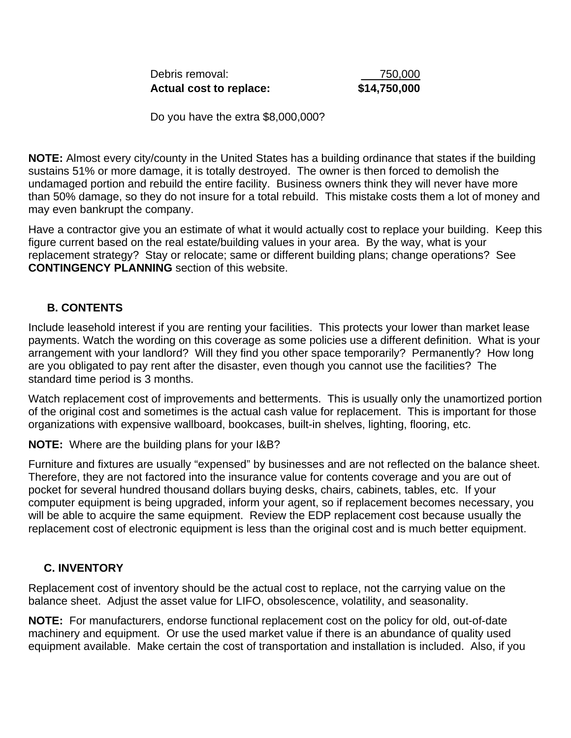| | |
|---|---|
| Debris removal: | 750,000 |
| **Actual cost to replace:** | **$14,750,000** |

Do you have the extra $8,000,000?

**NOTE:** Almost every city/county in the United States has a building ordinance that states if the building sustains 51% or more damage, it is totally destroyed. The owner is then forced to demolish the undamaged portion and rebuild the entire facility. Business owners think they will never have more than 50% damage, so they do not insure for a total rebuild. This mistake costs them a lot of money and may even bankrupt the company.

Have a contractor give you an estimate of what it would actually cost to replace your building. Keep this figure current based on the real estate/building values in your area. By the way, what is your replacement strategy? Stay or relocate; same or different building plans; change operations? See **CONTINGENCY PLANNING** section of this website.

### B. CONTENTS

Include leasehold interest if you are renting your facilities. This protects your lower than market lease payments. Watch the wording on this coverage as some policies use a different definition. What is your arrangement with your landlord? Will they find you other space temporarily? Permanently? How long are you obligated to pay rent after the disaster, even though you cannot use the facilities? The standard time period is 3 months.

Watch replacement cost of improvements and betterments. This is usually only the unamortized portion of the original cost and sometimes is the actual cash value for replacement. This is important for those organizations with expensive wallboard, bookcases, built-in shelves, lighting, flooring, etc.

**NOTE:** Where are the building plans for your I&B?

Furniture and fixtures are usually "expensed" by businesses and are not reflected on the balance sheet. Therefore, they are not factored into the insurance value for contents coverage and you are out of pocket for several hundred thousand dollars buying desks, chairs, cabinets, tables, etc. If your computer equipment is being upgraded, inform your agent, so if replacement becomes necessary, you will be able to acquire the same equipment. Review the EDP replacement cost because usually the replacement cost of electronic equipment is less than the original cost and is much better equipment.

### C. INVENTORY

Replacement cost of inventory should be the actual cost to replace, not the carrying value on the balance sheet. Adjust the asset value for LIFO, obsolescence, volatility, and seasonality.

**NOTE:** For manufacturers, endorse functional replacement cost on the policy for old, out-of-date machinery and equipment. Or use the used market value if there is an abundance of quality used equipment available. Make certain the cost of transportation and installation is included. Also, if you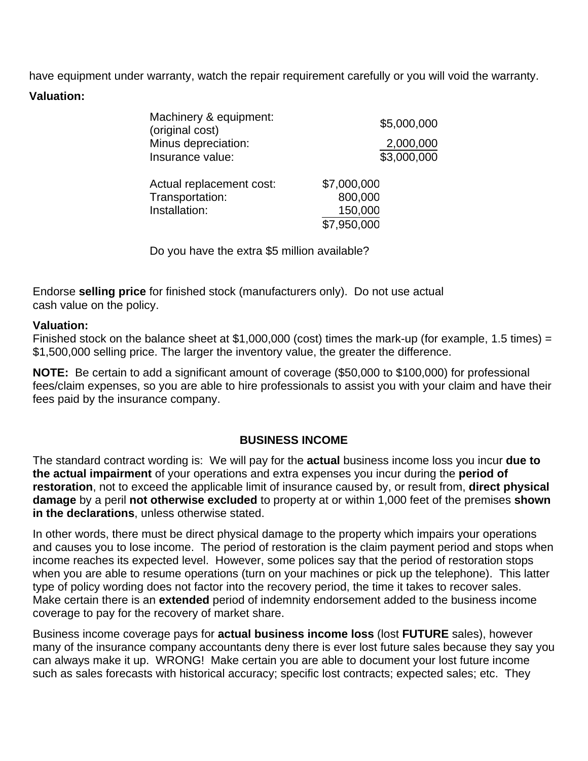have equipment under warranty, watch the repair requirement carefully or you will void the warranty.

**Valuation:**

| | | |
|---|---|---|
| Machinery & equipment: (original cost) | | $5,000,000 |
| Minus depreciation: | | 2,000,000 |
| Insurance value: | | $3,000,000 |
| | | |
| Actual replacement cost: | $7,000,000 | |
| Transportation: | 800,000 | |
| Installation: | 150,000 | |
| | $7,950,000 | |

Do you have the extra $5 million available?

Endorse **selling price** for finished stock (manufacturers only). Do not use actual cash value on the policy.

**Valuation:**
Finished stock on the balance sheet at $1,000,000 (cost) times the mark-up (for example, 1.5 times) = $1,500,000 selling price. The larger the inventory value, the greater the difference.

**NOTE:** Be certain to add a significant amount of coverage ($50,000 to $100,000) for professional fees/claim expenses, so you are able to hire professionals to assist you with your claim and have their fees paid by the insurance company.

## BUSINESS INCOME

The standard contract wording is: We will pay for the **actual** business income loss you incur **due to the actual impairment** of your operations and extra expenses you incur during the **period of restoration**, not to exceed the applicable limit of insurance caused by, or result from, **direct physical damage** by a peril **not otherwise excluded** to property at or within 1,000 feet of the premises **shown in the declarations**, unless otherwise stated.

In other words, there must be direct physical damage to the property which impairs your operations and causes you to lose income. The period of restoration is the claim payment period and stops when income reaches its expected level. However, some polices say that the period of restoration stops when you are able to resume operations (turn on your machines or pick up the telephone). This latter type of policy wording does not factor into the recovery period, the time it takes to recover sales. Make certain there is an **extended** period of indemnity endorsement added to the business income coverage to pay for the recovery of market share.

Business income coverage pays for **actual business income loss** (lost **FUTURE** sales), however many of the insurance company accountants deny there is ever lost future sales because they say you can always make it up. WRONG! Make certain you are able to document your lost future income such as sales forecasts with historical accuracy; specific lost contracts; expected sales; etc. They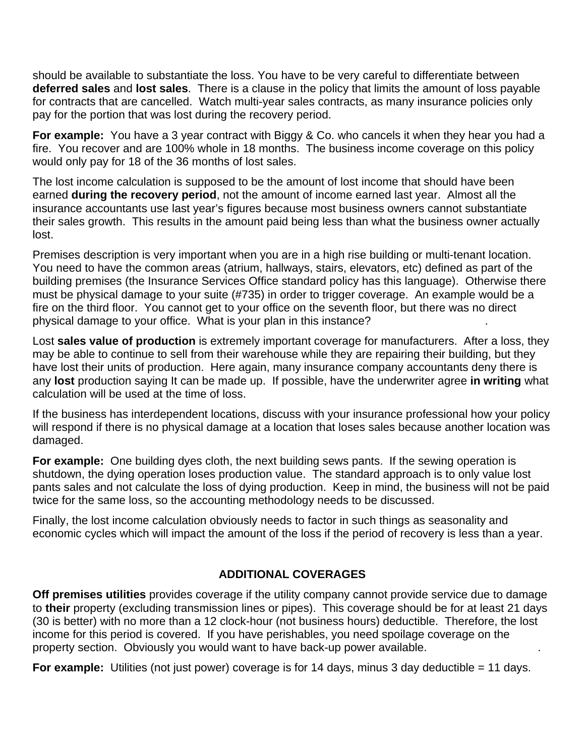should be available to substantiate the loss. You have to be very careful to differentiate between **deferred sales** and **lost sales**. There is a clause in the policy that limits the amount of loss payable for contracts that are cancelled. Watch multi-year sales contracts, as many insurance policies only pay for the portion that was lost during the recovery period.

**For example:** You have a 3 year contract with Biggy & Co. who cancels it when they hear you had a fire. You recover and are 100% whole in 18 months. The business income coverage on this policy would only pay for 18 of the 36 months of lost sales.

The lost income calculation is supposed to be the amount of lost income that should have been earned **during the recovery period**, not the amount of income earned last year. Almost all the insurance accountants use last year's figures because most business owners cannot substantiate their sales growth. This results in the amount paid being less than what the business owner actually lost.

Premises description is very important when you are in a high rise building or multi-tenant location. You need to have the common areas (atrium, hallways, stairs, elevators, etc) defined as part of the building premises (the Insurance Services Office standard policy has this language). Otherwise there must be physical damage to your suite (#735) in order to trigger coverage. An example would be a fire on the third floor. You cannot get to your office on the seventh floor, but there was no direct physical damage to your office. What is your plan in this instance?

Lost **sales value of production** is extremely important coverage for manufacturers. After a loss, they may be able to continue to sell from their warehouse while they are repairing their building, but they have lost their units of production. Here again, many insurance company accountants deny there is any **lost** production saying It can be made up. If possible, have the underwriter agree **in writing** what calculation will be used at the time of loss.

If the business has interdependent locations, discuss with your insurance professional how your policy will respond if there is no physical damage at a location that loses sales because another location was damaged.

**For example:** One building dyes cloth, the next building sews pants. If the sewing operation is shutdown, the dying operation loses production value. The standard approach is to only value lost pants sales and not calculate the loss of dying production. Keep in mind, the business will not be paid twice for the same loss, so the accounting methodology needs to be discussed.

Finally, the lost income calculation obviously needs to factor in such things as seasonality and economic cycles which will impact the amount of the loss if the period of recovery is less than a year.

## ADDITIONAL COVERAGES

**Off premises utilities** provides coverage if the utility company cannot provide service due to damage to **their** property (excluding transmission lines or pipes). This coverage should be for at least 21 days (30 is better) with no more than a 12 clock-hour (not business hours) deductible. Therefore, the lost income for this period is covered. If you have perishables, you need spoilage coverage on the property section. Obviously you would want to have back-up power available.

**For example:** Utilities (not just power) coverage is for 14 days, minus 3 day deductible = 11 days.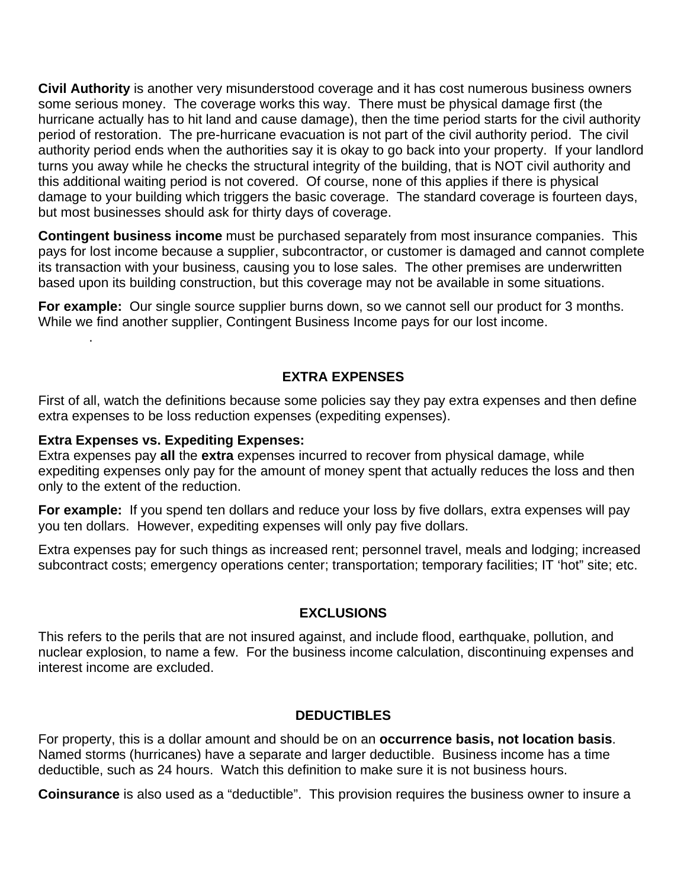**Civil Authority** is another very misunderstood coverage and it has cost numerous business owners some serious money. The coverage works this way. There must be physical damage first (the hurricane actually has to hit land and cause damage), then the time period starts for the civil authority period of restoration. The pre-hurricane evacuation is not part of the civil authority period. The civil authority period ends when the authorities say it is okay to go back into your property. If your landlord turns you away while he checks the structural integrity of the building, that is NOT civil authority and this additional waiting period is not covered. Of course, none of this applies if there is physical damage to your building which triggers the basic coverage. The standard coverage is fourteen days, but most businesses should ask for thirty days of coverage.

**Contingent business income** must be purchased separately from most insurance companies. This pays for lost income because a supplier, subcontractor, or customer is damaged and cannot complete its transaction with your business, causing you to lose sales. The other premises are underwritten based upon its building construction, but this coverage may not be available in some situations.

**For example:** Our single source supplier burns down, so we cannot sell our product for 3 months. While we find another supplier, Contingent Business Income pays for our lost income.

## EXTRA EXPENSES

First of all, watch the definitions because some policies say they pay extra expenses and then define extra expenses to be loss reduction expenses (expediting expenses).

**Extra Expenses vs. Expediting Expenses:**
Extra expenses pay **all** the **extra** expenses incurred to recover from physical damage, while expediting expenses only pay for the amount of money spent that actually reduces the loss and then only to the extent of the reduction.

**For example:** If you spend ten dollars and reduce your loss by five dollars, extra expenses will pay you ten dollars. However, expediting expenses will only pay five dollars.

Extra expenses pay for such things as increased rent; personnel travel, meals and lodging; increased subcontract costs; emergency operations center; transportation; temporary facilities; IT 'hot" site; etc.

## EXCLUSIONS

This refers to the perils that are not insured against, and include flood, earthquake, pollution, and nuclear explosion, to name a few. For the business income calculation, discontinuing expenses and interest income are excluded.

## DEDUCTIBLES

For property, this is a dollar amount and should be on an **occurrence basis, not location basis**. Named storms (hurricanes) have a separate and larger deductible. Business income has a time deductible, such as 24 hours. Watch this definition to make sure it is not business hours.

**Coinsurance** is also used as a "deductible". This provision requires the business owner to insure a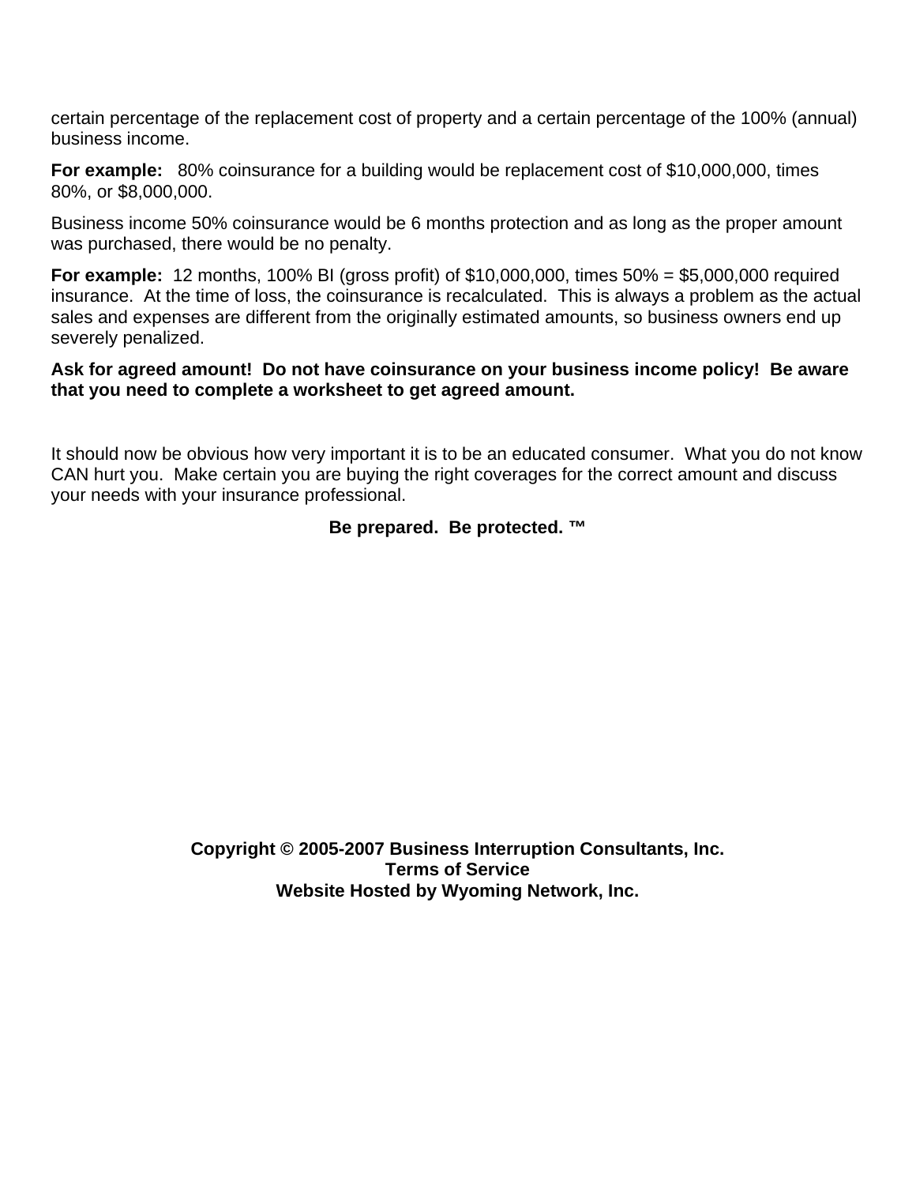certain percentage of the replacement cost of property and a certain percentage of the 100% (annual) business income.

**For example:** 80% coinsurance for a building would be replacement cost of $10,000,000, times 80%, or $8,000,000.

Business income 50% coinsurance would be 6 months protection and as long as the proper amount was purchased, there would be no penalty.

**For example:** 12 months, 100% BI (gross profit) of $10,000,000, times 50% = $5,000,000 required insurance. At the time of loss, the coinsurance is recalculated. This is always a problem as the actual sales and expenses are different from the originally estimated amounts, so business owners end up severely penalized.

**Ask for agreed amount! Do not have coinsurance on your business income policy! Be aware that you need to complete a worksheet to get agreed amount.**

It should now be obvious how very important it is to be an educated consumer. What you do not know CAN hurt you. Make certain you are buying the right coverages for the correct amount and discuss your needs with your insurance professional.

**Be prepared. Be protected. ™**

**Copyright © 2005-2007 Business Interruption Consultants, Inc.**
**Terms of Service**
**Website Hosted by Wyoming Network, Inc.**